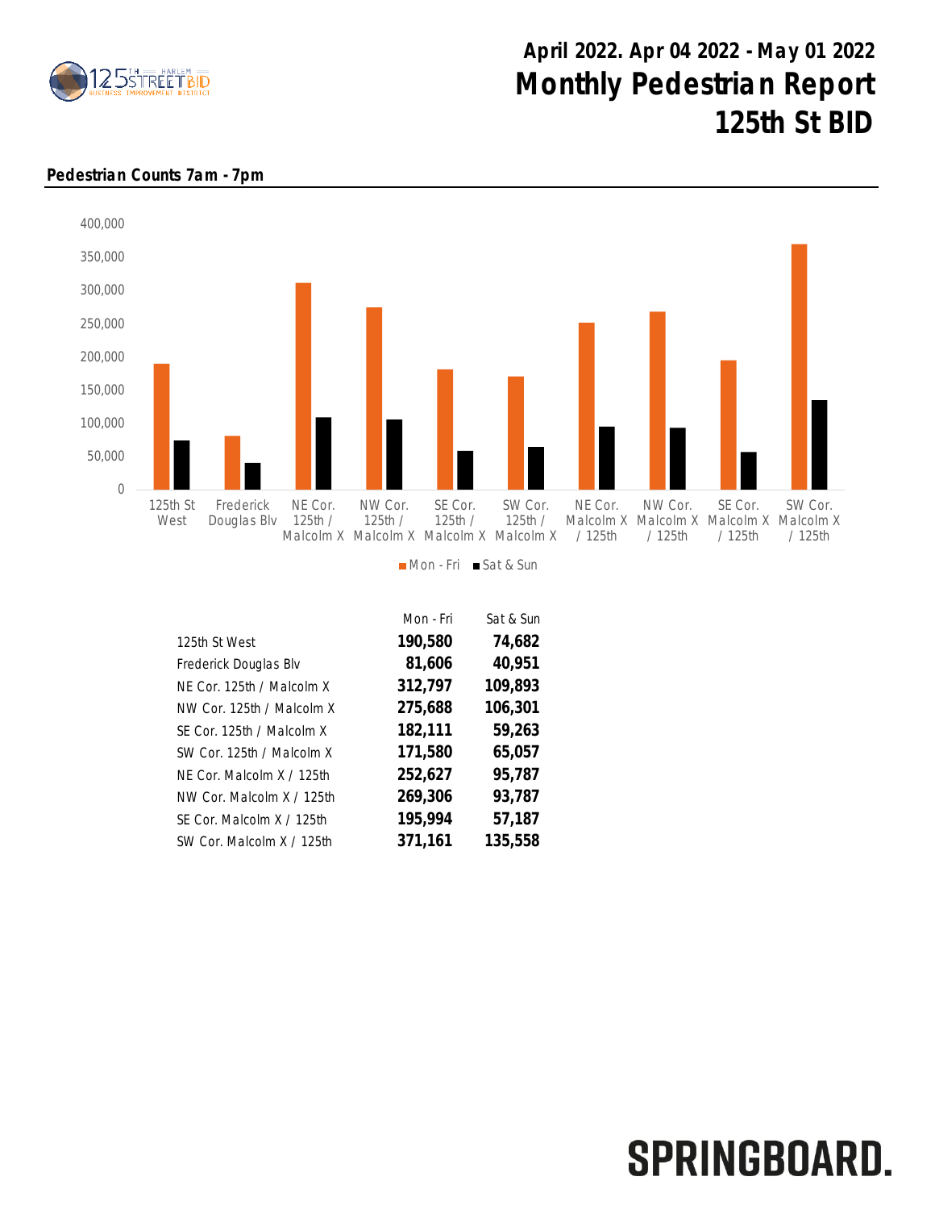# April 2022. Apr 04 2022 - May 01 2022

# Monthly Pedestrian Report
# 125th St BID

**Pedestrian Counts 7am - 7pm**

| | Mon - Fri | Sat & Sun |
|---|---|---|
| 125th St West | **190,580** | **74,682** |
| Frederick Douglas Blv | **81,606** | **40,951** |
| NE Cor. 125th / Malcolm X | **312,797** | **109,893** |
| NW Cor. 125th / Malcolm X | **275,688** | **106,301** |
| SE Cor. 125th / Malcolm X | **182,111** | **59,263** |
| SW Cor. 125th / Malcolm X | **171,580** | **65,057** |
| NE Cor. Malcolm X / 125th | **252,627** | **95,787** |
| NW Cor. Malcolm X / 125th | **269,306** | **93,787** |
| SE Cor. Malcolm X / 125th | **195,994** | **57,187** |
| SW Cor. Malcolm X / 125th | **371,161** | **135,558** |

SPRINGBOARD.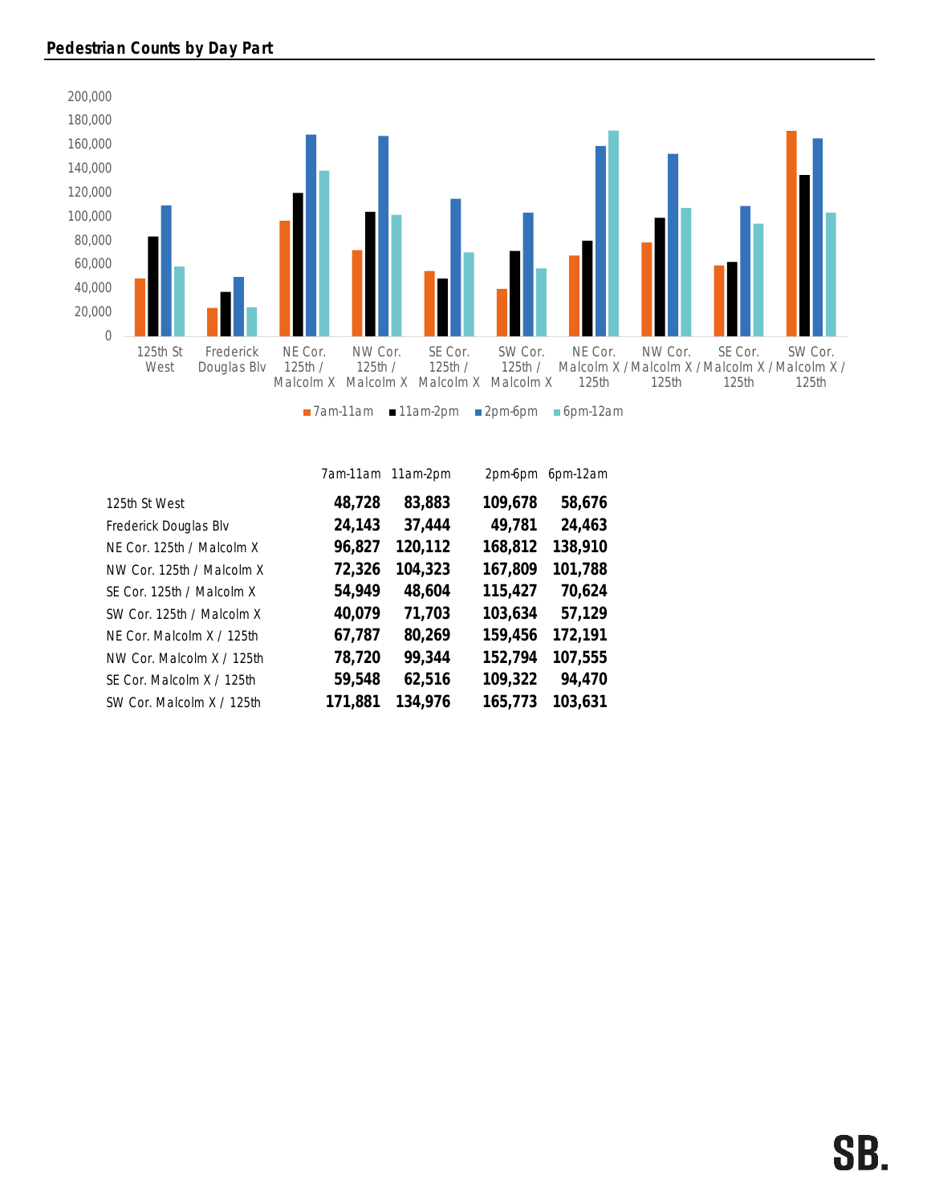## Pedestrian Counts by Day Part

|  | 7am-11am | 11am-2pm | 2pm-6pm | 6pm-12am |
|---|---|---|---|---|
| 125th St West | **48,728** | **83,883** | **109,678** | **58,676** |
| Frederick Douglas Blv | **24,143** | **37,444** | **49,781** | **24,463** |
| NE Cor. 125th / Malcolm X | **96,827** | **120,112** | **168,812** | **138,910** |
| NW Cor. 125th / Malcolm X | **72,326** | **104,323** | **167,809** | **101,788** |
| SE Cor. 125th / Malcolm X | **54,949** | **48,604** | **115,427** | **70,624** |
| SW Cor. 125th / Malcolm X | **40,079** | **71,703** | **103,634** | **57,129** |
| NE Cor. Malcolm X / 125th | **67,787** | **80,269** | **159,456** | **172,191** |
| NW Cor. Malcolm X / 125th | **78,720** | **99,344** | **152,794** | **107,555** |
| SE Cor. Malcolm X / 125th | **59,548** | **62,516** | **109,322** | **94,470** |
| SW Cor. Malcolm X / 125th | **171,881** | **134,976** | **165,773** | **103,631** |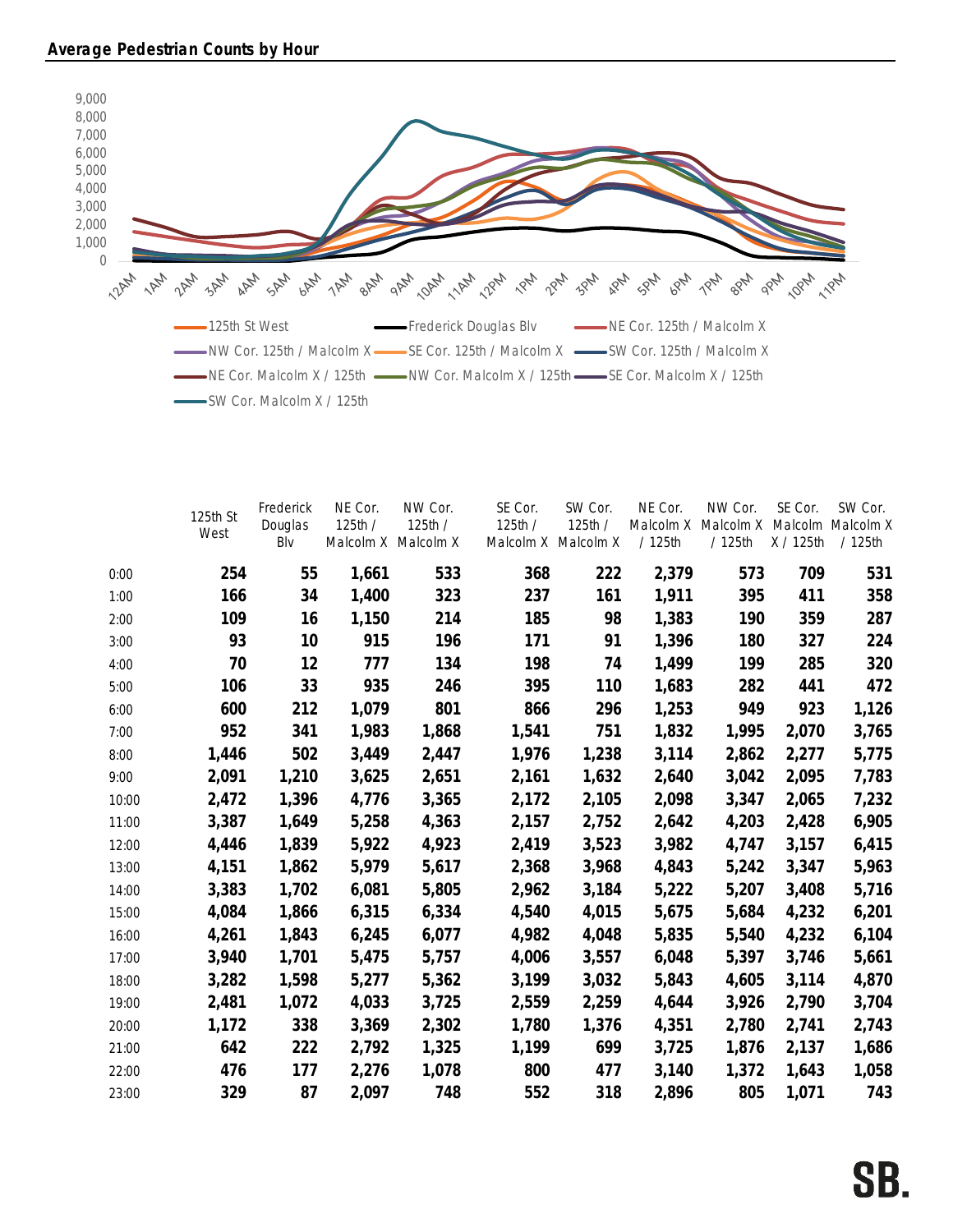## Average Pedestrian Counts by Hour

| | 125th St West | Frederick Douglas Blv | NE Cor. 125th / Malcolm X | NW Cor. 125th / Malcolm X | SE Cor. 125th / Malcolm X | SW Cor. 125th / Malcolm X | NE Cor. Malcolm X / 125th | NW Cor. Malcolm X / 125th | SE Cor. Malcolm X / 125th | SW Cor. Malcolm X / 125th |
|---|---|---|---|---|---|---|---|---|---|---|
| 0:00 | 254 | 55 | 1,661 | 533 | 368 | 222 | 2,379 | 573 | 709 | 531 |
| 1:00 | 166 | 34 | 1,400 | 323 | 237 | 161 | 1,911 | 395 | 411 | 358 |
| 2:00 | 109 | 16 | 1,150 | 214 | 185 | 98 | 1,383 | 190 | 359 | 287 |
| 3:00 | 93 | 10 | 915 | 196 | 171 | 91 | 1,396 | 180 | 327 | 224 |
| 4:00 | 70 | 12 | 777 | 134 | 198 | 74 | 1,499 | 199 | 285 | 320 |
| 5:00 | 106 | 33 | 935 | 246 | 395 | 110 | 1,683 | 282 | 441 | 472 |
| 6:00 | 600 | 212 | 1,079 | 801 | 866 | 296 | 1,253 | 949 | 923 | 1,126 |
| 7:00 | 952 | 341 | 1,983 | 1,868 | 1,541 | 751 | 1,832 | 1,995 | 2,070 | 3,765 |
| 8:00 | 1,446 | 502 | 3,449 | 2,447 | 1,976 | 1,238 | 3,114 | 2,862 | 2,277 | 5,775 |
| 9:00 | 2,091 | 1,210 | 3,625 | 2,651 | 2,161 | 1,632 | 2,640 | 3,042 | 2,095 | 7,783 |
| 10:00 | 2,472 | 1,396 | 4,776 | 3,365 | 2,172 | 2,105 | 2,098 | 3,347 | 2,065 | 7,232 |
| 11:00 | 3,387 | 1,649 | 5,258 | 4,363 | 2,157 | 2,752 | 2,642 | 4,203 | 2,428 | 6,905 |
| 12:00 | 4,446 | 1,839 | 5,922 | 4,923 | 2,419 | 3,523 | 3,982 | 4,747 | 3,157 | 6,415 |
| 13:00 | 4,151 | 1,862 | 5,979 | 5,617 | 2,368 | 3,968 | 4,843 | 5,242 | 3,347 | 5,963 |
| 14:00 | 3,383 | 1,702 | 6,081 | 5,805 | 2,962 | 3,184 | 5,222 | 5,207 | 3,408 | 5,716 |
| 15:00 | 4,084 | 1,866 | 6,315 | 6,334 | 4,540 | 4,015 | 5,675 | 5,684 | 4,232 | 6,201 |
| 16:00 | 4,261 | 1,843 | 6,245 | 6,077 | 4,982 | 4,048 | 5,835 | 5,540 | 4,232 | 6,104 |
| 17:00 | 3,940 | 1,701 | 5,475 | 5,757 | 4,006 | 3,557 | 6,048 | 5,397 | 3,746 | 5,661 |
| 18:00 | 3,282 | 1,598 | 5,277 | 5,362 | 3,199 | 3,032 | 5,843 | 4,605 | 3,114 | 4,870 |
| 19:00 | 2,481 | 1,072 | 4,033 | 3,725 | 2,559 | 2,259 | 4,644 | 3,926 | 2,790 | 3,704 |
| 20:00 | 1,172 | 338 | 3,369 | 2,302 | 1,780 | 1,376 | 4,351 | 2,780 | 2,741 | 2,743 |
| 21:00 | 642 | 222 | 2,792 | 1,325 | 1,199 | 699 | 3,725 | 1,876 | 2,137 | 1,686 |
| 22:00 | 476 | 177 | 2,276 | 1,078 | 800 | 477 | 3,140 | 1,372 | 1,643 | 1,058 |
| 23:00 | 329 | 87 | 2,097 | 748 | 552 | 318 | 2,896 | 805 | 1,071 | 743 |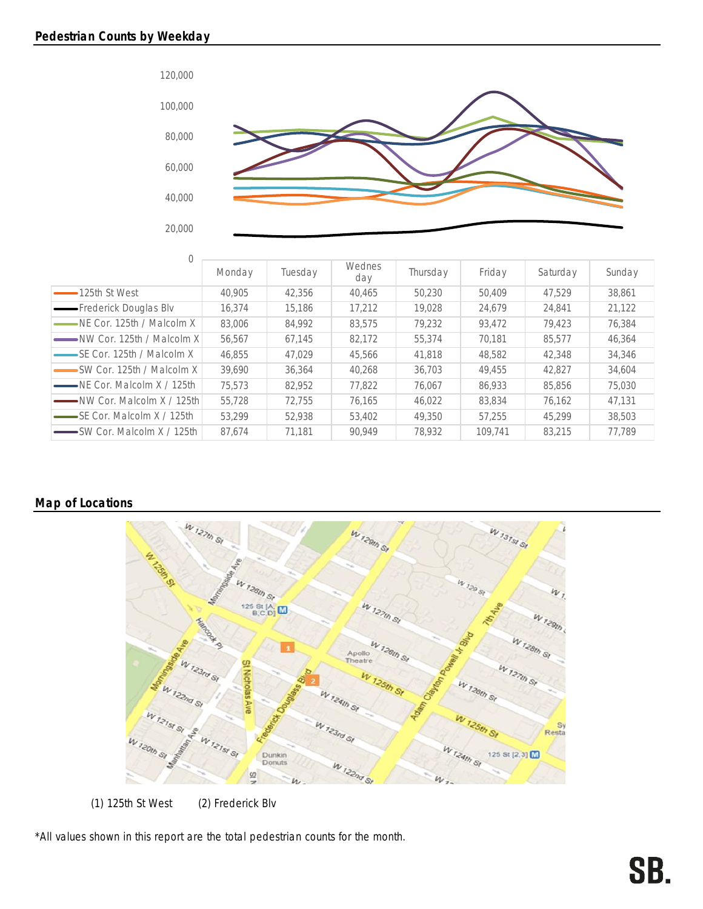## Pedestrian Counts by Weekday

120,000
100,000
80,000
60,000
40,000
20,000
0

| | Monday | Tuesday | Wednesday | Thursday | Friday | Saturday | Sunday |
|---|---|---|---|---|---|---|---|
| 125th St West | 40,905 | 42,356 | 40,465 | 50,230 | 50,409 | 47,529 | 38,861 |
| Frederick Douglas Blv | 16,374 | 15,186 | 17,212 | 19,028 | 24,679 | 24,841 | 21,122 |
| NE Cor. 125th / Malcolm X | 83,006 | 84,992 | 83,575 | 79,232 | 93,472 | 79,423 | 76,384 |
| NW Cor. 125th / Malcolm X | 56,567 | 67,145 | 82,172 | 55,374 | 70,181 | 85,577 | 46,364 |
| SE Cor. 125th / Malcolm X | 46,855 | 47,029 | 45,566 | 41,818 | 48,582 | 42,348 | 34,346 |
| SW Cor. 125th / Malcolm X | 39,690 | 36,364 | 40,268 | 36,703 | 49,455 | 42,827 | 34,604 |
| NE Cor. Malcolm X / 125th | 75,573 | 82,952 | 77,822 | 76,067 | 86,933 | 85,856 | 75,030 |
| NW Cor. Malcolm X / 125th | 55,728 | 72,755 | 76,165 | 46,022 | 83,834 | 76,162 | 47,131 |
| SE Cor. Malcolm X / 125th | 53,299 | 52,938 | 53,402 | 49,350 | 57,255 | 45,299 | 38,503 |
| SW Cor. Malcolm X / 125th | 87,674 | 71,181 | 90,949 | 78,932 | 109,741 | 83,215 | 77,789 |

## Map of Locations

(1) 125th St West (2) Frederick Blv

*All values shown in this report are the total pedestrian counts for the month.

SB.